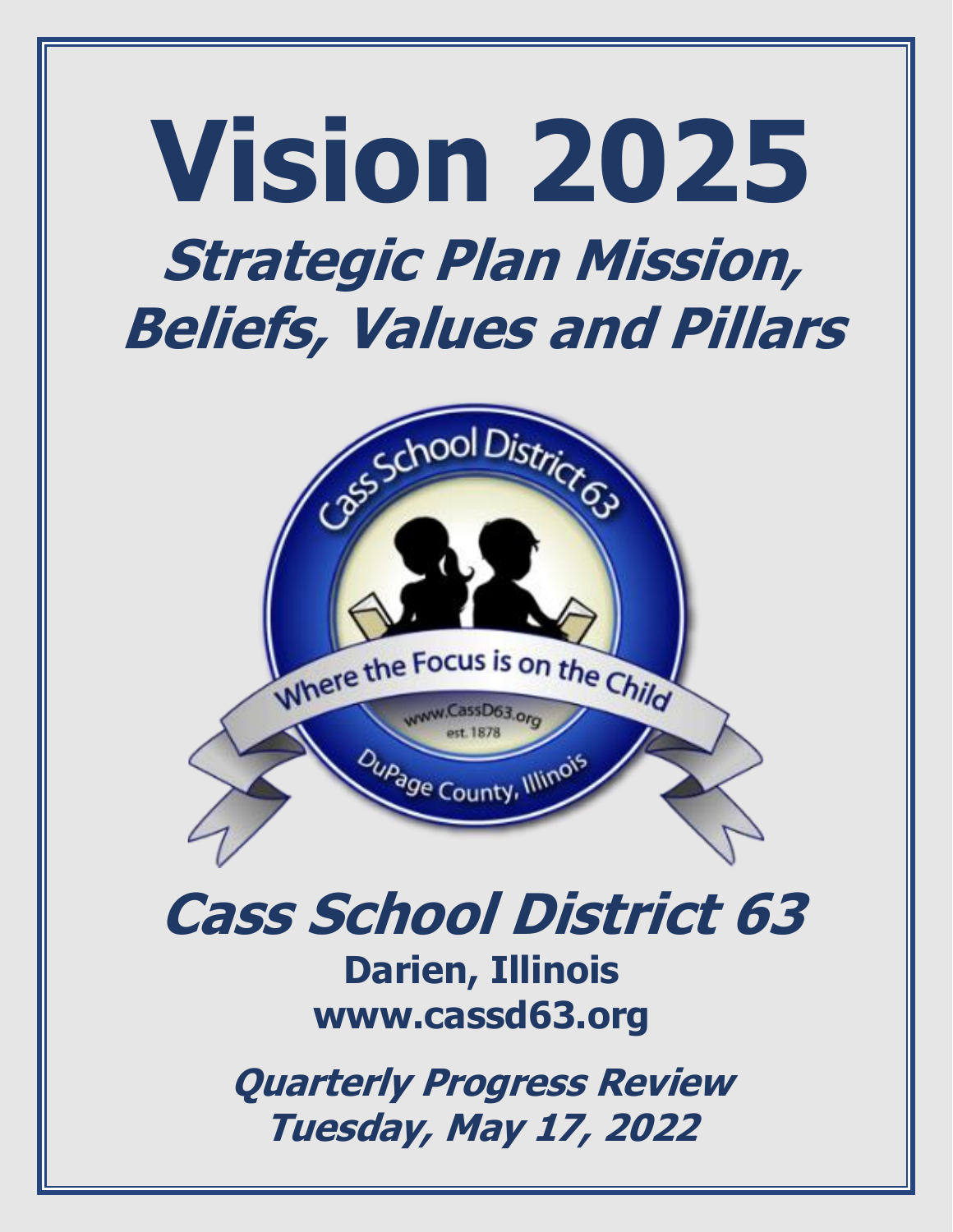# Vision 2025

## Strategic Plan Mission, Beliefs, Values and Pillars

## Cass School District 63

**Darien, Illinois**

**www.cassd63.org**

***Quarterly Progress Review***

***Tuesday, May 17, 2022***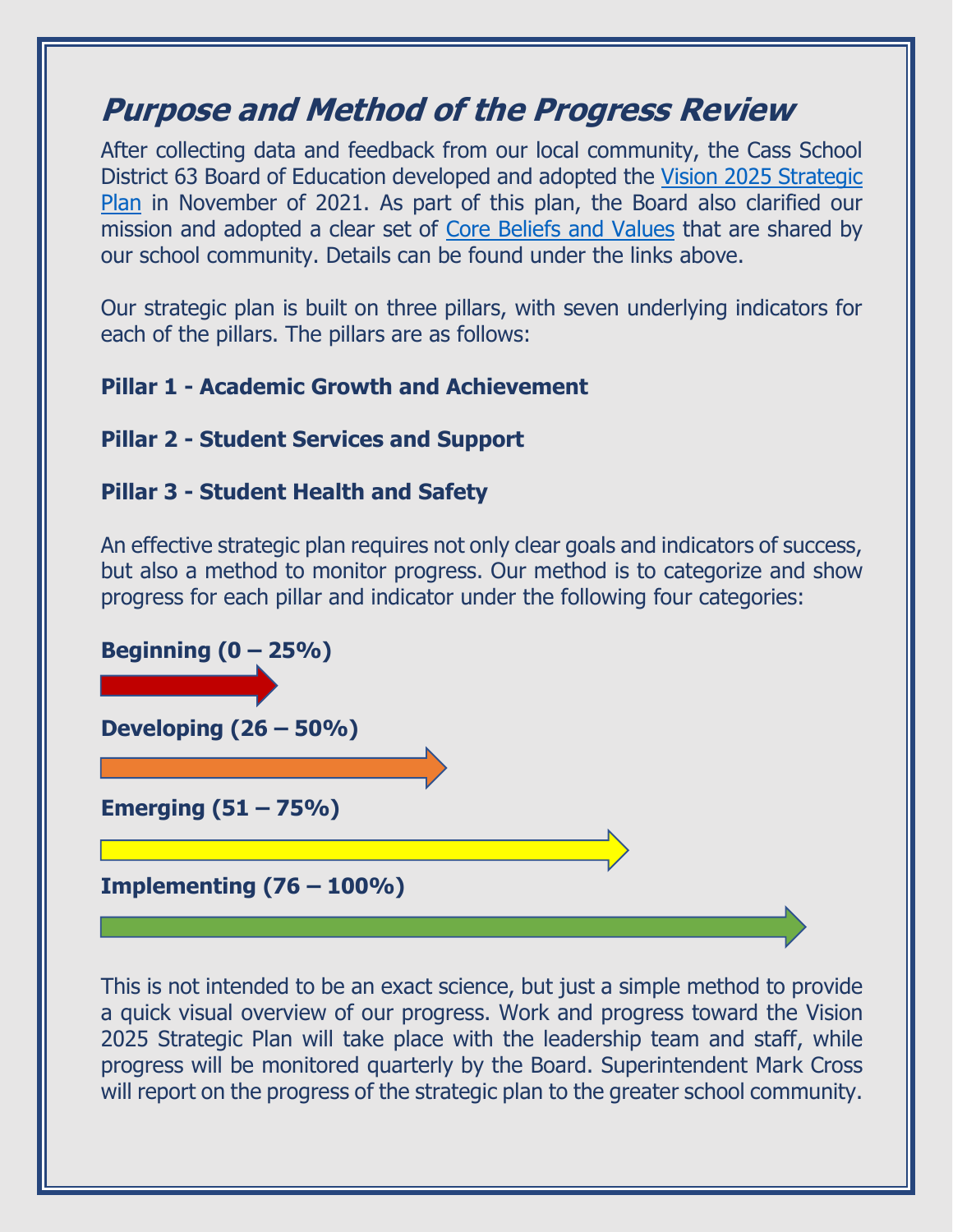# *Purpose and Method of the Progress Review*

After collecting data and feedback from our local community, the Cass School District 63 Board of Education developed and adopted the Vision 2025 Strategic Plan in November of 2021. As part of this plan, the Board also clarified our mission and adopted a clear set of Core Beliefs and Values that are shared by our school community. Details can be found under the links above.

Our strategic plan is built on three pillars, with seven underlying indicators for each of the pillars. The pillars are as follows:

**Pillar 1 - Academic Growth and Achievement**

**Pillar 2 - Student Services and Support**

**Pillar 3 - Student Health and Safety**

An effective strategic plan requires not only clear goals and indicators of success, but also a method to monitor progress. Our method is to categorize and show progress for each pillar and indicator under the following four categories:

**Beginning (0 – 25%)**

**Developing (26 – 50%)**

**Emerging (51 – 75%)**

**Implementing (76 – 100%)**

This is not intended to be an exact science, but just a simple method to provide a quick visual overview of our progress. Work and progress toward the Vision 2025 Strategic Plan will take place with the leadership team and staff, while progress will be monitored quarterly by the Board. Superintendent Mark Cross will report on the progress of the strategic plan to the greater school community.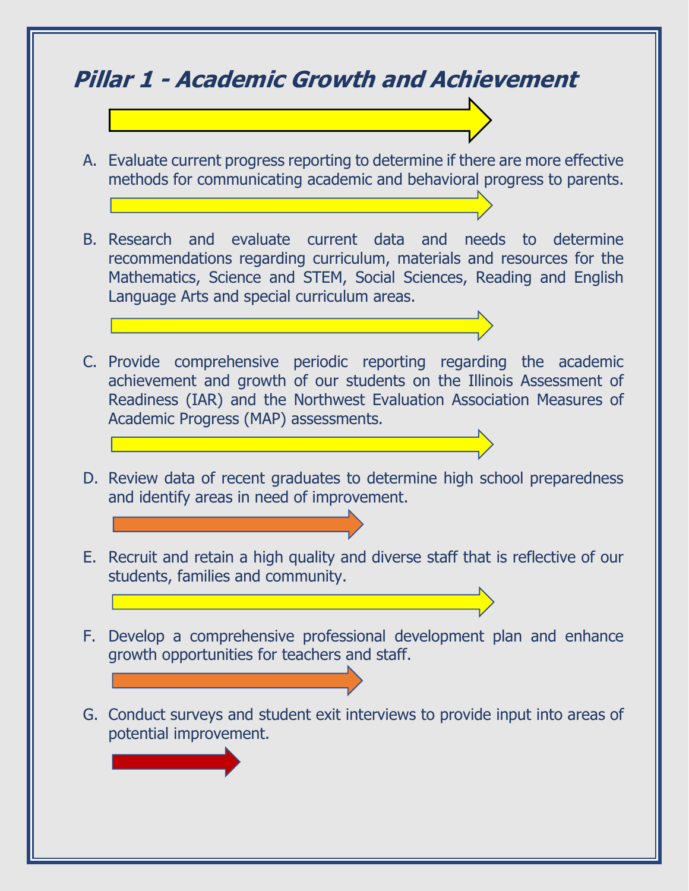# *Pillar 1 - Academic Growth and Achievement*

A. Evaluate current progress reporting to determine if there are more effective methods for communicating academic and behavioral progress to parents.

B. Research and evaluate current data and needs to determine recommendations regarding curriculum, materials and resources for the Mathematics, Science and STEM, Social Sciences, Reading and English Language Arts and special curriculum areas.

C. Provide comprehensive periodic reporting regarding the academic achievement and growth of our students on the Illinois Assessment of Readiness (IAR) and the Northwest Evaluation Association Measures of Academic Progress (MAP) assessments.

D. Review data of recent graduates to determine high school preparedness and identify areas in need of improvement.

E. Recruit and retain a high quality and diverse staff that is reflective of our students, families and community.

F. Develop a comprehensive professional development plan and enhance growth opportunities for teachers and staff.

G. Conduct surveys and student exit interviews to provide input into areas of potential improvement.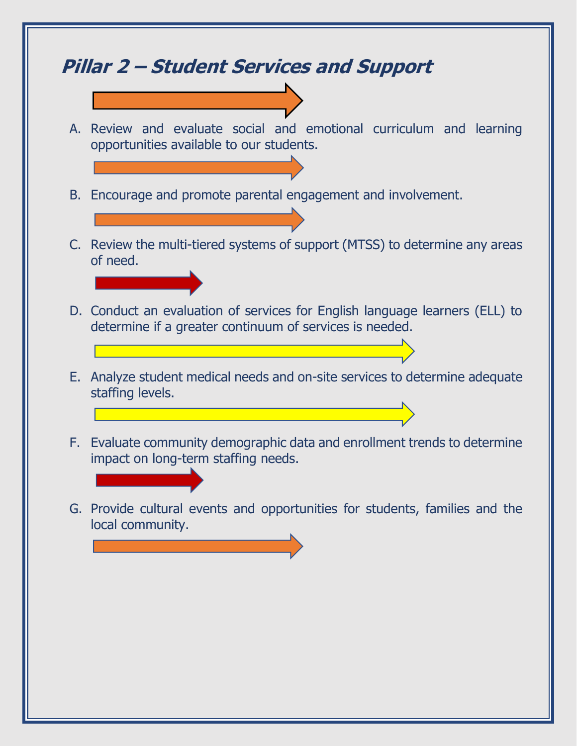# *Pillar 2 – Student Services and Support*

A. Review and evaluate social and emotional curriculum and learning opportunities available to our students.

B. Encourage and promote parental engagement and involvement.

C. Review the multi-tiered systems of support (MTSS) to determine any areas of need.

D. Conduct an evaluation of services for English language learners (ELL) to determine if a greater continuum of services is needed.

E. Analyze student medical needs and on-site services to determine adequate staffing levels.

F. Evaluate community demographic data and enrollment trends to determine impact on long-term staffing needs.

G. Provide cultural events and opportunities for students, families and the local community.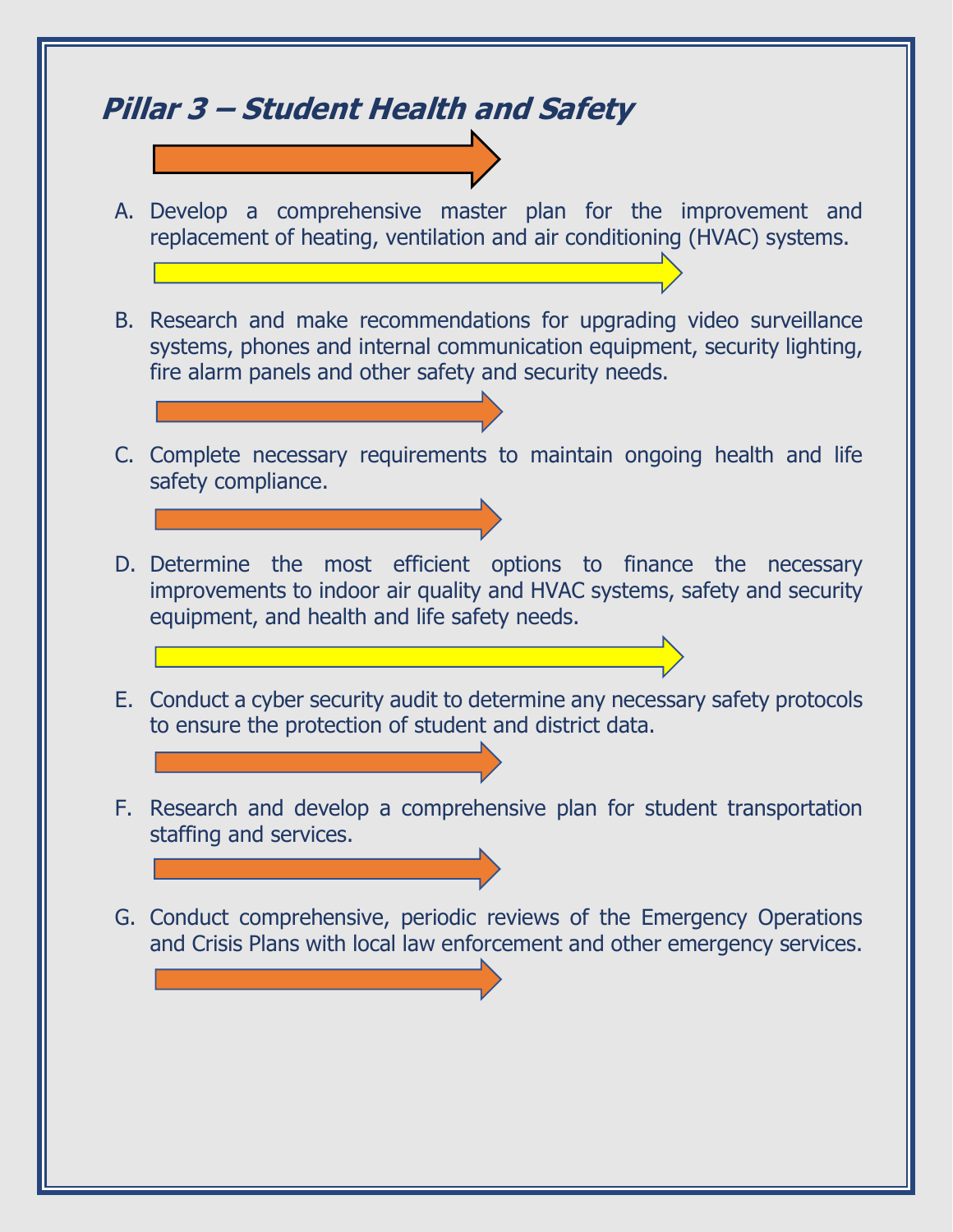## *Pillar 3 – Student Health and Safety*

A. Develop a comprehensive master plan for the improvement and replacement of heating, ventilation and air conditioning (HVAC) systems.

B. Research and make recommendations for upgrading video surveillance systems, phones and internal communication equipment, security lighting, fire alarm panels and other safety and security needs.

C. Complete necessary requirements to maintain ongoing health and life safety compliance.

D. Determine the most efficient options to finance the necessary improvements to indoor air quality and HVAC systems, safety and security equipment, and health and life safety needs.

E. Conduct a cyber security audit to determine any necessary safety protocols to ensure the protection of student and district data.

F. Research and develop a comprehensive plan for student transportation staffing and services.

G. Conduct comprehensive, periodic reviews of the Emergency Operations and Crisis Plans with local law enforcement and other emergency services.